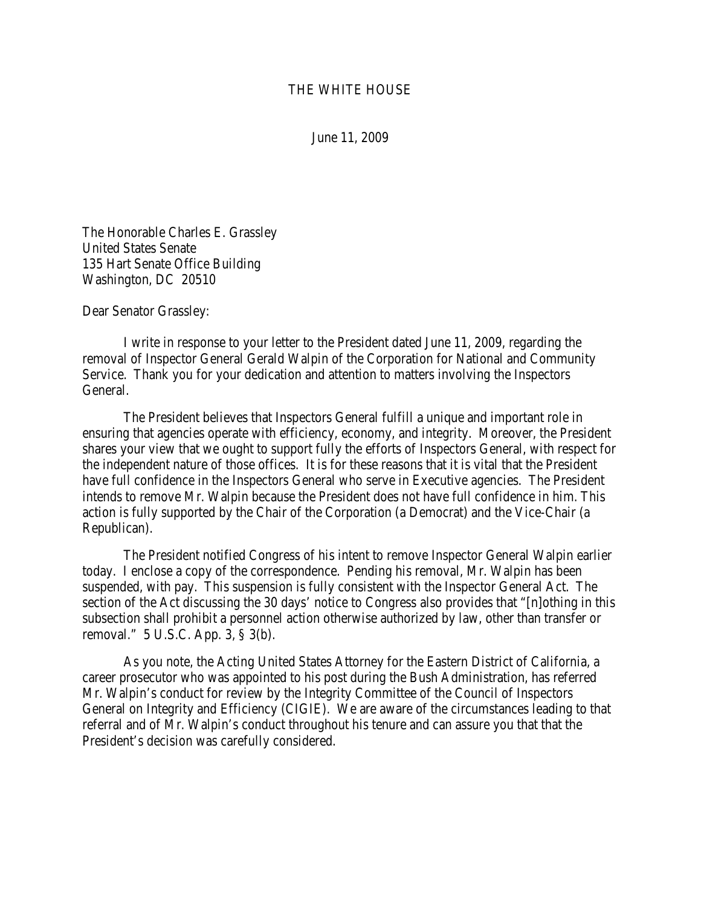THE WHITE HOUSE

June 11, 2009

The Honorable Charles E. Grassley
United States Senate
135 Hart Senate Office Building
Washington, DC 20510

Dear Senator Grassley:

I write in response to your letter to the President dated June 11, 2009, regarding the removal of Inspector General Gerald Walpin of the Corporation for National and Community Service. Thank you for your dedication and attention to matters involving the Inspectors General.

The President believes that Inspectors General fulfill a unique and important role in ensuring that agencies operate with efficiency, economy, and integrity. Moreover, the President shares your view that we ought to support fully the efforts of Inspectors General, with respect for the independent nature of those offices. It is for these reasons that it is vital that the President have full confidence in the Inspectors General who serve in Executive agencies. The President intends to remove Mr. Walpin because the President does not have full confidence in him. This action is fully supported by the Chair of the Corporation (a Democrat) and the Vice-Chair (a Republican).

The President notified Congress of his intent to remove Inspector General Walpin earlier today. I enclose a copy of the correspondence. Pending his removal, Mr. Walpin has been suspended, with pay. This suspension is fully consistent with the Inspector General Act. The section of the Act discussing the 30 days' notice to Congress also provides that "[n]othing in this subsection shall prohibit a personnel action otherwise authorized by law, other than transfer or removal." 5 U.S.C. App. 3, § 3(b).

As you note, the Acting United States Attorney for the Eastern District of California, a career prosecutor who was appointed to his post during the Bush Administration, has referred Mr. Walpin's conduct for review by the Integrity Committee of the Council of Inspectors General on Integrity and Efficiency (CIGIE). We are aware of the circumstances leading to that referral and of Mr. Walpin's conduct throughout his tenure and can assure you that that the President's decision was carefully considered.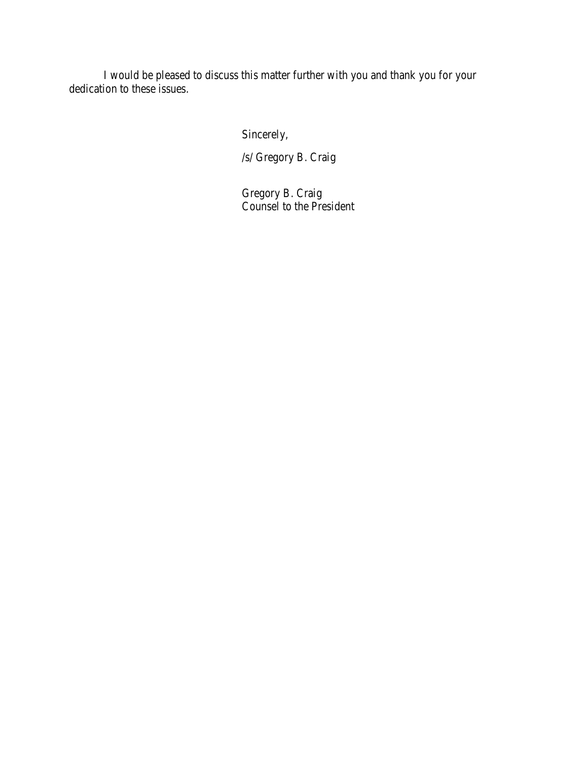I would be pleased to discuss this matter further with you and thank you for your dedication to these issues.

Sincerely,

/s/ Gregory B. Craig

Gregory B. Craig
Counsel to the President